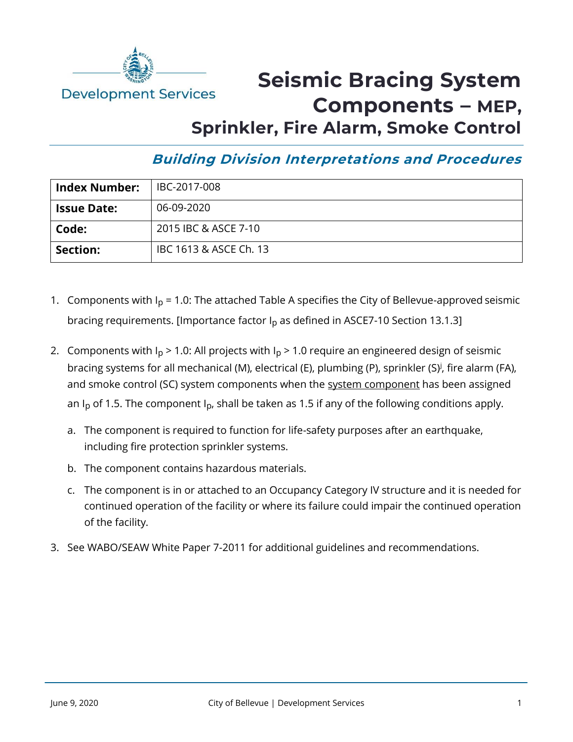Development Services

# Seismic Bracing System Components – MEP, Sprinkler, Fire Alarm, Smoke Control

## *Building Division Interpretations and Procedures*

| | |
|---|---|
| **Index Number:** | IBC-2017-008 |
| **Issue Date:** | 06-09-2020 |
| **Code:** | 2015 IBC & ASCE 7-10 |
| **Section:** | IBC 1613 & ASCE Ch. 13 |

1. Components with $I_p$ = 1.0: The attached Table A specifies the City of Bellevue-approved seismic bracing requirements. [Importance factor $I_p$ as defined in ASCE7-10 Section 13.1.3]

2. Components with $I_p$ > 1.0: All projects with $I_p$ > 1.0 require an engineered design of seismic bracing systems for all mechanical (M), electrical (E), plumbing (P), sprinkler (S)[i], fire alarm (FA), and smoke control (SC) system components when the system component has been assigned an $I_p$ of 1.5. The component $I_p$, shall be taken as 1.5 if any of the following conditions apply.

   a. The component is required to function for life-safety purposes after an earthquake, including fire protection sprinkler systems.

   b. The component contains hazardous materials.

   c. The component is in or attached to an Occupancy Category IV structure and it is needed for continued operation of the facility or where its failure could impair the continued operation of the facility.

3. See WABO/SEAW White Paper 7-2011 for additional guidelines and recommendations.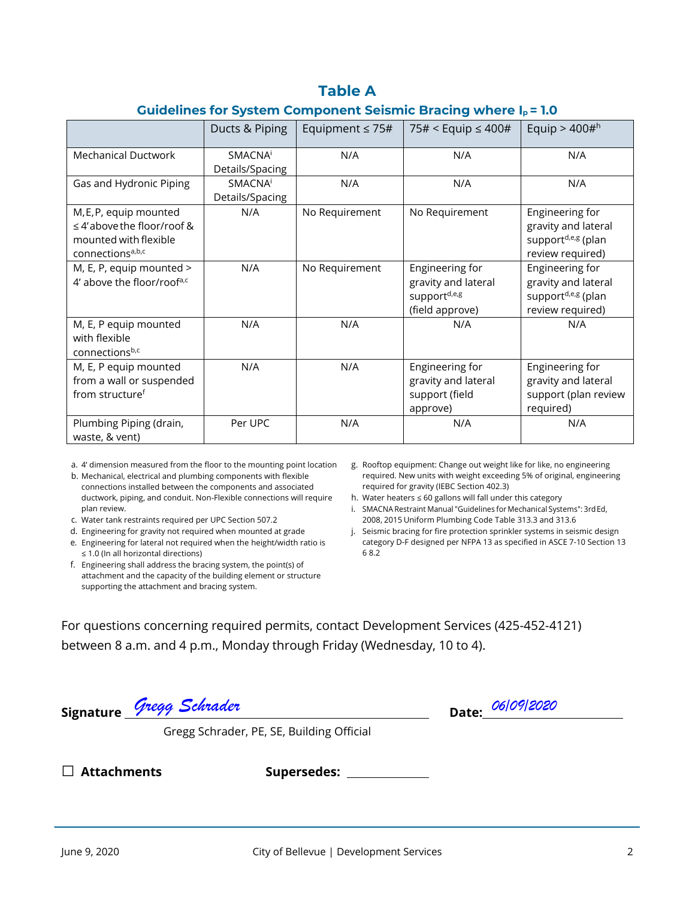## Table A

### Guidelines for System Component Seismic Bracing where $I_p$ = 1.0

| | Ducts & Piping | Equipment ≤ 75# | 75# < Equip ≤ 400# | Equip > 400#[h] |
|---|---|---|---|---|
| Mechanical Ductwork | SMACNA[i] Details/Spacing | N/A | N/A | N/A |
| Gas and Hydronic Piping | SMACNA[i] Details/Spacing | N/A | N/A | N/A |
| M,E,P, equip mounted ≤ 4' above the floor/roof & mounted with flexible connections[a,b,c] | N/A | No Requirement | No Requirement | Engineering for gravity and lateral support[d,e,g] (plan review required) |
| M, E, P, equip mounted > 4' above the floor/roof[a,c] | N/A | No Requirement | Engineering for gravity and lateral support[d,e,g] (field approve) | Engineering for gravity and lateral support[d,e,g] (plan review required) |
| M, E, P equip mounted with flexible connections[b,c] | N/A | N/A | N/A | N/A |
| M, E, P equip mounted from a wall or suspended from structure[f] | N/A | N/A | Engineering for gravity and lateral support (field approve) | Engineering for gravity and lateral support (plan review required) |
| Plumbing Piping (drain, waste, & vent) | Per UPC | N/A | N/A | N/A |

a. 4' dimension measured from the floor to the mounting point location

b. Mechanical, electrical and plumbing components with flexible connections installed between the components and associated ductwork, piping, and conduit. Non-Flexible connections will require plan review.

c. Water tank restraints required per UPC Section 507.2

d. Engineering for gravity not required when mounted at grade

e. Engineering for lateral not required when the height/width ratio is ≤ 1.0 (In all horizontal directions)

f. Engineering shall address the bracing system, the point(s) of attachment and the capacity of the building element or structure supporting the attachment and bracing system.

g. Rooftop equipment: Change out weight like for like, no engineering required. New units with weight exceeding 5% of original, engineering required for gravity (IEBC Section 402.3)

h. Water heaters ≤ 60 gallons will fall under this category

i. SMACNA Restraint Manual "Guidelines for Mechanical Systems": 3rd Ed, 2008, 2015 Uniform Plumbing Code Table 313.3 and 313.6

j. Seismic bracing for fire protection sprinkler systems in seismic design category D-F designed per NFPA 13 as specified in ASCE 7-10 Section 13 6 8.2

For questions concerning required permits, contact Development Services (425-452-4121) between 8 a.m. and 4 p.m., Monday through Friday (Wednesday, 10 to 4).

**Signature** *Gregg Schrader* **Date:** *06/09/2020*

Gregg Schrader, PE, SE, Building Official

☐ **Attachments** **Supersedes:** ____________

June 9, 2020 City of Bellevue | Development Services